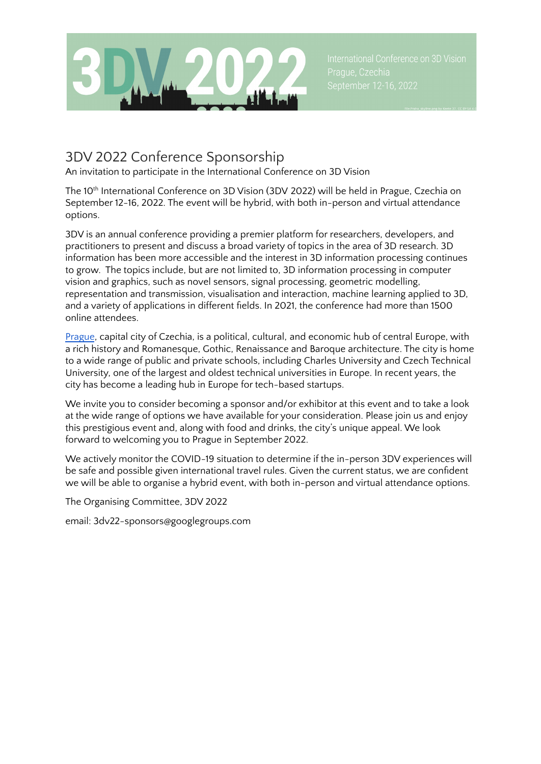3DV 2022

International Conference on 3D Vision
Prague, Czechia
September 12-16, 2022

# 3DV 2022 Conference Sponsorship

An invitation to participate in the International Conference on 3D Vision

The 10th International Conference on 3D Vision (3DV 2022) will be held in Prague, Czechia on September 12-16, 2022. The event will be hybrid, with both in-person and virtual attendance options.

3DV is an annual conference providing a premier platform for researchers, developers, and practitioners to present and discuss a broad variety of topics in the area of 3D research. 3D information has been more accessible and the interest in 3D information processing continues to grow. The topics include, but are not limited to, 3D information processing in computer vision and graphics, such as novel sensors, signal processing, geometric modelling, representation and transmission, visualisation and interaction, machine learning applied to 3D, and a variety of applications in different fields. In 2021, the conference had more than 1500 online attendees.

Prague, capital city of Czechia, is a political, cultural, and economic hub of central Europe, with a rich history and Romanesque, Gothic, Renaissance and Baroque architecture. The city is home to a wide range of public and private schools, including Charles University and Czech Technical University, one of the largest and oldest technical universities in Europe. In recent years, the city has become a leading hub in Europe for tech-based startups.

We invite you to consider becoming a sponsor and/or exhibitor at this event and to take a look at the wide range of options we have available for your consideration. Please join us and enjoy this prestigious event and, along with food and drinks, the city's unique appeal. We look forward to welcoming you to Prague in September 2022.

We actively monitor the COVID-19 situation to determine if the in-person 3DV experiences will be safe and possible given international travel rules. Given the current status, we are confident we will be able to organise a hybrid event, with both in-person and virtual attendance options.

The Organising Committee, 3DV 2022

email: 3dv22-sponsors@googlegroups.com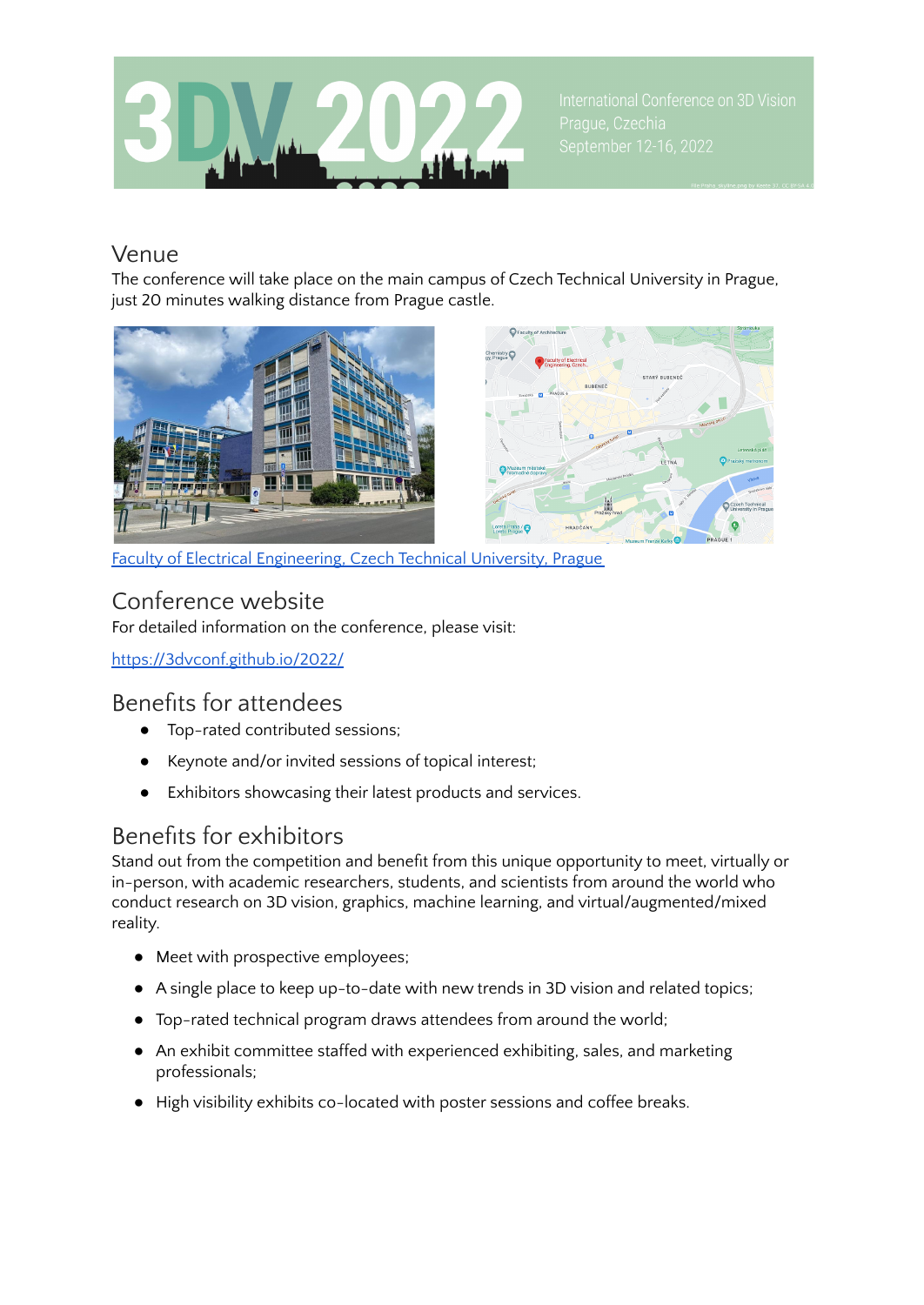## Venue

The conference will take place on the main campus of Czech Technical University in Prague, just 20 minutes walking distance from Prague castle.

[Faculty of Electrical Engineering, Czech Technical University, Prague](#)

## Conference website

For detailed information on the conference, please visit:

https://3dvconf.github.io/2022/

## Benefits for attendees

- Top-rated contributed sessions;
- Keynote and/or invited sessions of topical interest;
- Exhibitors showcasing their latest products and services.

## Benefits for exhibitors

Stand out from the competition and benefit from this unique opportunity to meet, virtually or in-person, with academic researchers, students, and scientists from around the world who conduct research on 3D vision, graphics, machine learning, and virtual/augmented/mixed reality.

- Meet with prospective employees;
- A single place to keep up-to-date with new trends in 3D vision and related topics;
- Top-rated technical program draws attendees from around the world;
- An exhibit committee staffed with experienced exhibiting, sales, and marketing professionals;
- High visibility exhibits co-located with poster sessions and coffee breaks.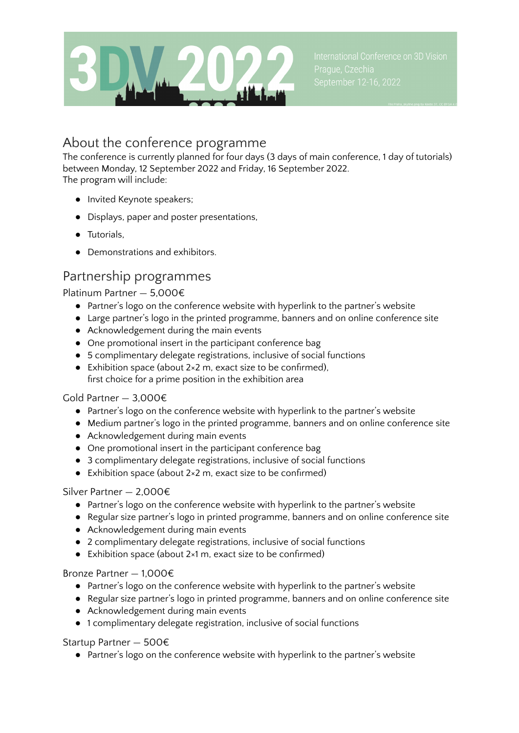# 3DV 2022

International Conference on 3D Vision
Prague, Czechia
September 12-16, 2022

## About the conference programme

The conference is currently planned for four days (3 days of main conference, 1 day of tutorials) between Monday, 12 September 2022 and Friday, 16 September 2022.
The program will include:

- Invited Keynote speakers;
- Displays, paper and poster presentations,
- Tutorials,
- Demonstrations and exhibitors.

## Partnership programmes

### Platinum Partner — 5,000€

- Partner's logo on the conference website with hyperlink to the partner's website
- Large partner's logo in the printed programme, banners and on online conference site
- Acknowledgement during the main events
- One promotional insert in the participant conference bag
- 5 complimentary delegate registrations, inclusive of social functions
- Exhibition space (about 2×2 m, exact size to be confirmed), first choice for a prime position in the exhibition area

### Gold Partner — 3,000€

- Partner's logo on the conference website with hyperlink to the partner's website
- Medium partner's logo in the printed programme, banners and on online conference site
- Acknowledgement during main events
- One promotional insert in the participant conference bag
- 3 complimentary delegate registrations, inclusive of social functions
- Exhibition space (about 2×2 m, exact size to be confirmed)

### Silver Partner — 2,000€

- Partner's logo on the conference website with hyperlink to the partner's website
- Regular size partner's logo in printed programme, banners and on online conference site
- Acknowledgement during main events
- 2 complimentary delegate registrations, inclusive of social functions
- Exhibition space (about 2×1 m, exact size to be confirmed)

### Bronze Partner — 1,000€

- Partner's logo on the conference website with hyperlink to the partner's website
- Regular size partner's logo in printed programme, banners and on online conference site
- Acknowledgement during main events
- 1 complimentary delegate registration, inclusive of social functions

### Startup Partner — 500€

- Partner's logo on the conference website with hyperlink to the partner's website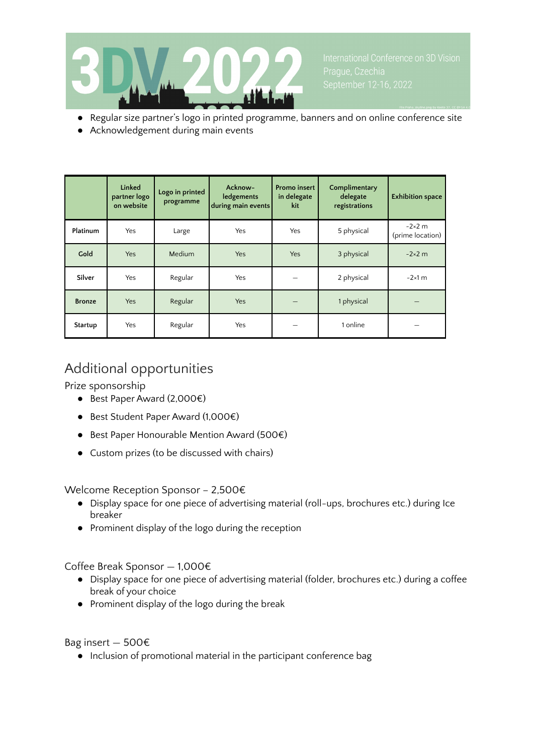- Regular size partner's logo in printed programme, banners and on online conference site
- Acknowledgement during main events

| | Linked partner logo on website | Logo in printed programme | Acknow-ledgements during main events | Promo insert in delegate kit | Complimentary delegate registrations | Exhibition space |
|---|---|---|---|---|---|---|
| **Platinum** | Yes | Large | Yes | Yes | 5 physical | ~2×2 m (prime location) |
| **Gold** | Yes | Medium | Yes | Yes | 3 physical | ~2×2 m |
| **Silver** | Yes | Regular | Yes | – | 2 physical | ~2×1 m |
| **Bronze** | Yes | Regular | Yes | – | 1 physical | – |
| **Startup** | Yes | Regular | Yes | – | 1 online | – |

# Additional opportunities

Prize sponsorship

- Best Paper Award (2,000€)
- Best Student Paper Award (1,000€)
- Best Paper Honourable Mention Award (500€)
- Custom prizes (to be discussed with chairs)

Welcome Reception Sponsor – 2,500€

- Display space for one piece of advertising material (roll-ups, brochures etc.) during Ice breaker
- Prominent display of the logo during the reception

Coffee Break Sponsor — 1,000€

- Display space for one piece of advertising material (folder, brochures etc.) during a coffee break of your choice
- Prominent display of the logo during the break

Bag insert — 500€

- Inclusion of promotional material in the participant conference bag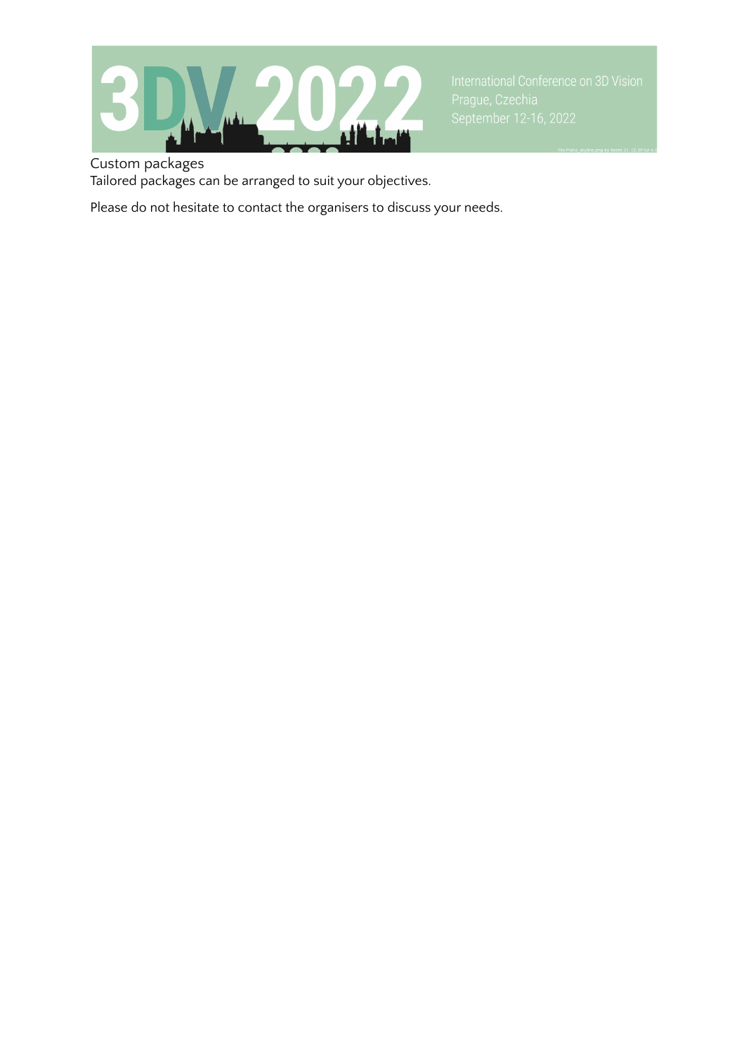Custom packages

Tailored packages can be arranged to suit your objectives.

Please do not hesitate to contact the organisers to discuss your needs.